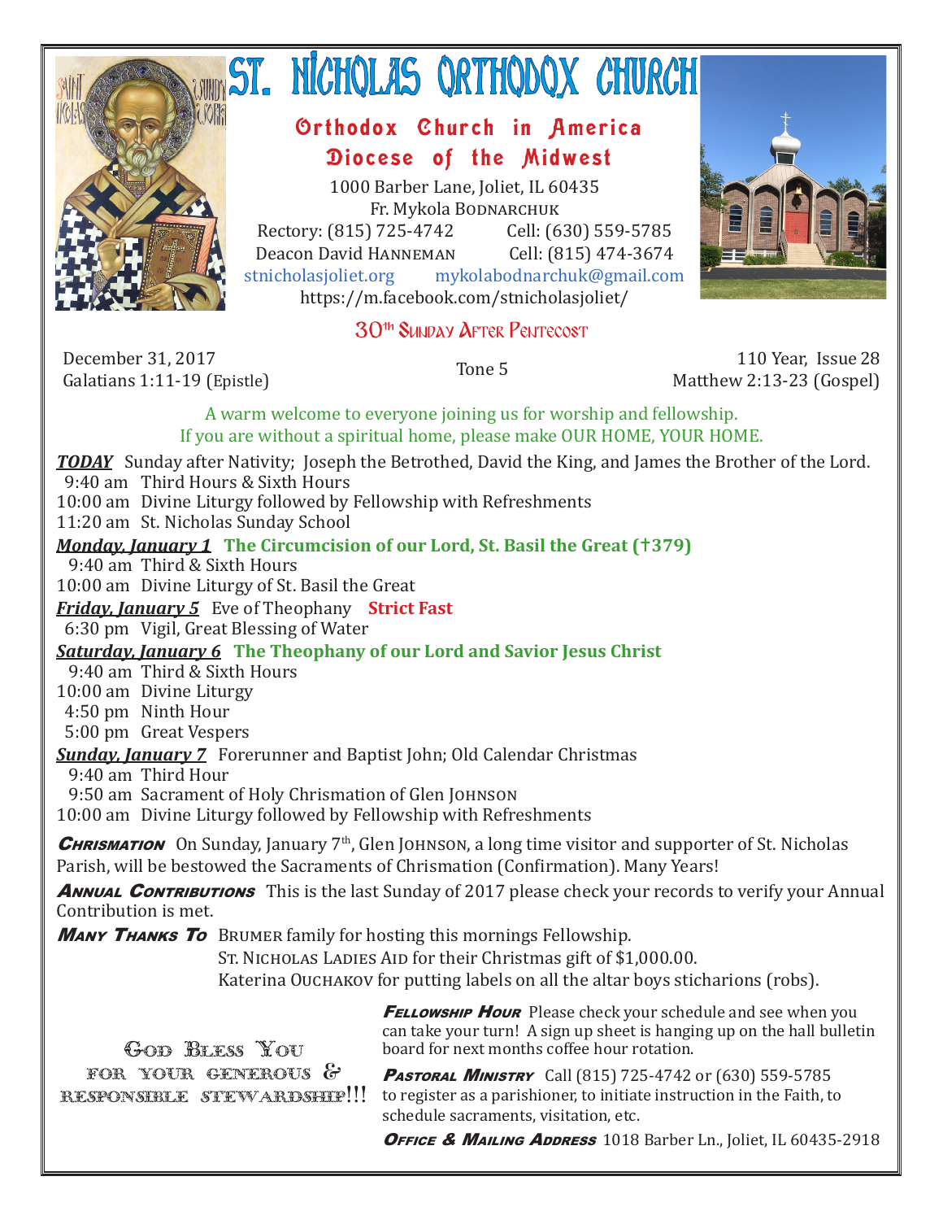# ST. NICHOLAS ORTHODOX CHURCH

## Orthodox Church in America
## Diocese of the Midwest

1000 Barber Lane, Joliet, IL 60435
Fr. Mykola Bodnarchuk
Rectory: (815) 725-4742 Cell: (630) 559-5785
Deacon David Hanneman Cell: (815) 474-3674
stnicholasjoliet.org mykolabodnarchuk@gmail.com
https://m.facebook.com/stnicholasjoliet/

### 30th Sunday After Pentecost

December 31, 2017
Galatians 1:11-19 (Epistle)

Tone 5

110 Year, Issue 28
Matthew 2:13-23 (Gospel)

A warm welcome to everyone joining us for worship and fellowship.
If you are without a spiritual home, please make OUR HOME, YOUR HOME.

***TODAY*** Sunday after Nativity; Joseph the Betrothed, David the King, and James the Brother of the Lord.
9:40 am Third Hours & Sixth Hours
10:00 am Divine Liturgy followed by Fellowship with Refreshments
11:20 am St. Nicholas Sunday School

***Monday, January 1*** **The Circumcision of our Lord, St. Basil the Great (†379)**
9:40 am Third & Sixth Hours
10:00 am Divine Liturgy of St. Basil the Great

***Friday, January 5*** Eve of Theophany **Strict Fast**
6:30 pm Vigil, Great Blessing of Water

***Saturday, January 6*** **The Theophany of our Lord and Savior Jesus Christ**
9:40 am Third & Sixth Hours
10:00 am Divine Liturgy
4:50 pm Ninth Hour
5:00 pm Great Vespers

***Sunday, January 7*** Forerunner and Baptist John; Old Calendar Christmas
9:40 am Third Hour
9:50 am Sacrament of Holy Chrismation of Glen Johnson
10:00 am Divine Liturgy followed by Fellowship with Refreshments

***Chrismation*** On Sunday, January 7th, Glen Johnson, a long time visitor and supporter of St. Nicholas Parish, will be bestowed the Sacraments of Chrismation (Confirmation). Many Years!

***Annual Contributions*** This is the last Sunday of 2017 please check your records to verify your Annual Contribution is met.

***Many Thanks To*** Brumer family for hosting this mornings Fellowship.
St. Nicholas Ladies Aid for their Christmas gift of $1,000.00.
Katerina Ouchakov for putting labels on all the altar boys sticharions (robs).

God Bless You
for your generous &
responsible stewardship!!!

***Fellowship Hour*** Please check your schedule and see when you can take your turn! A sign up sheet is hanging up on the hall bulletin board for next months coffee hour rotation.

***Pastoral Ministry*** Call (815) 725-4742 or (630) 559-5785 to register as a parishioner, to initiate instruction in the Faith, to schedule sacraments, visitation, etc.

***Office & Mailing Address*** 1018 Barber Ln., Joliet, IL 60435-2918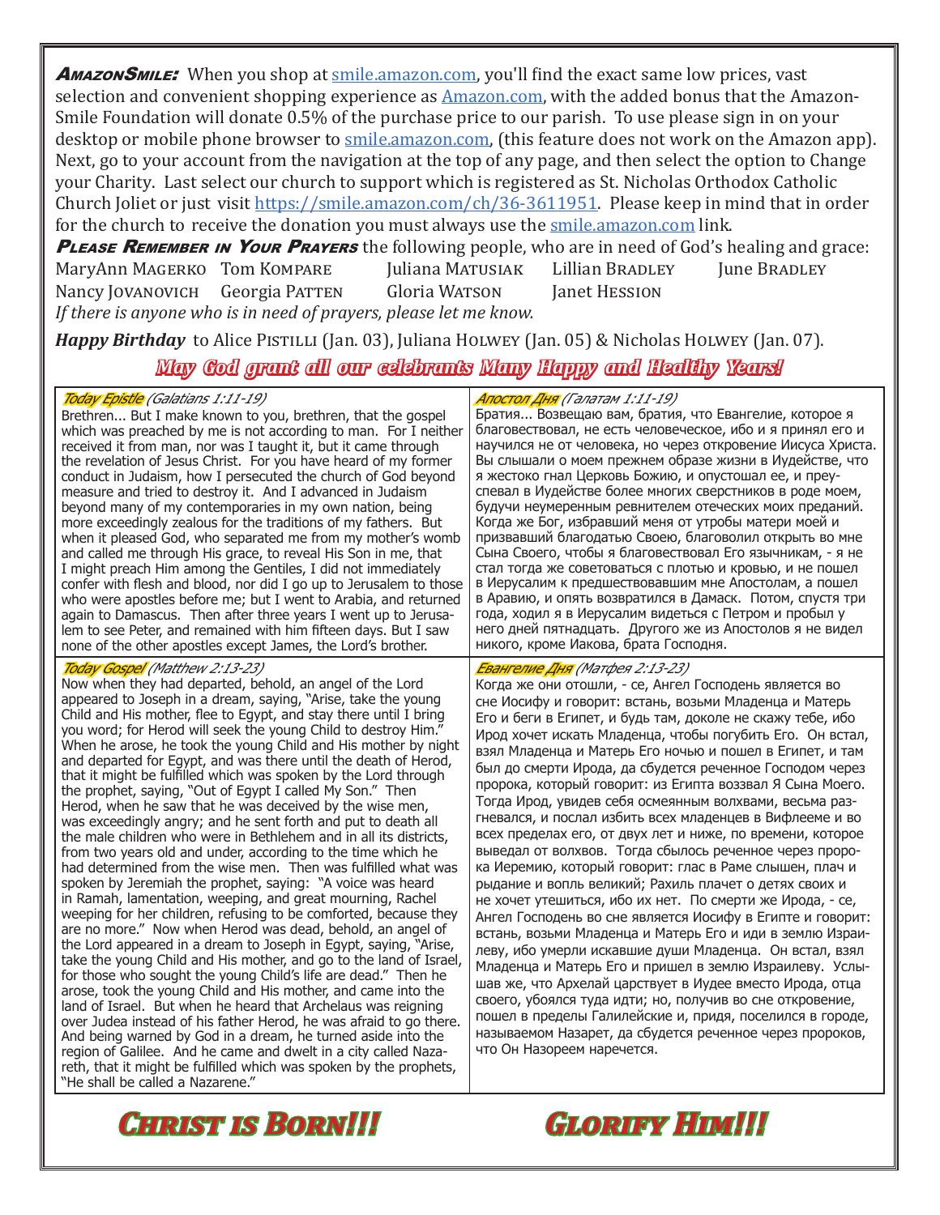***AmazonSmile:*** When you shop at smile.amazon.com, you'll find the exact same low prices, vast selection and convenient shopping experience as Amazon.com, with the added bonus that the Amazon-Smile Foundation will donate 0.5% of the purchase price to our parish. To use please sign in on your desktop or mobile phone browser to smile.amazon.com, (this feature does not work on the Amazon app). Next, go to your account from the navigation at the top of any page, and then select the option to Change your Charity. Last select our church to support which is registered as St. Nicholas Orthodox Catholic Church Joliet or just visit https://smile.amazon.com/ch/36-3611951. Please keep in mind that in order for the church to receive the donation you must always use the smile.amazon.com link.

***Please Remember in Your Prayers*** the following people, who are in need of God's healing and grace:

| | | | | |
|---|---|---|---|---|
| MaryAnn Magerko | Tom Kompare | Juliana Matusiak | Lillian Bradley | June Bradley |
| Nancy Jovanovich | Georgia Patten | Gloria Watson | Janet Hession | |

*If there is anyone who is in need of prayers, please let me know.*

***Happy Birthday*** to Alice Pistilli (Jan. 03), Juliana Holwey (Jan. 05) & Nicholas Holwey (Jan. 07).

***May God grant all our celebrants Many Happy and Healthy Years!***

*Today Epistle (Galatians 1:11-19)*

Brethren... But I make known to you, brethren, that the gospel which was preached by me is not according to man. For I neither received it from man, nor was I taught it, but it came through the revelation of Jesus Christ. For you have heard of my former conduct in Judaism, how I persecuted the church of God beyond measure and tried to destroy it. And I advanced in Judaism beyond many of my contemporaries in my own nation, being more exceedingly zealous for the traditions of my fathers. But when it pleased God, who separated me from my mother's womb and called me through His grace, to reveal His Son in me, that I might preach Him among the Gentiles, I did not immediately confer with flesh and blood, nor did I go up to Jerusalem to those who were apostles before me; but I went to Arabia, and returned again to Damascus. Then after three years I went up to Jerusalem to see Peter, and remained with him fifteen days. But I saw none of the other apostles except James, the Lord's brother.

*Апостол Дня (Галатам 1:11-19)*

Братия... Возвещаю вам, братия, что Евангелие, которое я благовествовал, не есть человеческое, ибо и я принял его и научился не от человека, но через откровение Иисуса Христа. Вы слышали о моем прежнем образе жизни в Иудействе, что я жестоко гнал Церковь Божию, и опустошал ее, и преуспевал в Иудействе более многих сверстников в роде моем, будучи неумеренным ревнителем отеческих моих преданий. Когда же Бог, избравший меня от утробы матери моей и призвавший благодатью Своею, благоволил открыть во мне Сына Своего, чтобы я благовествовал Его язычникам, - я не стал тогда же советоваться с плотью и кровью, и не пошел в Иерусалим к предшествовавшим мне Апостолам, а пошел в Аравию, и опять возвратился в Дамаск. Потом, спустя три года, ходил я в Иерусалим видеться с Петром и пробыл у него дней пятнадцать. Другого же из Апостолов я не видел никого, кроме Иакова, брата Господня.

*Today Gospel (Matthew 2:13-23)*

Now when they had departed, behold, an angel of the Lord appeared to Joseph in a dream, saying, "Arise, take the young Child and His mother, flee to Egypt, and stay there until I bring you word; for Herod will seek the young Child to destroy Him." When he arose, he took the young Child and His mother by night and departed for Egypt, and was there until the death of Herod, that it might be fulfilled which was spoken by the Lord through the prophet, saying, "Out of Egypt I called My Son." Then Herod, when he saw that he was deceived by the wise men, was exceedingly angry; and he sent forth and put to death all the male children who were in Bethlehem and in all its districts, from two years old and under, according to the time which he had determined from the wise men. Then was fulfilled what was spoken by Jeremiah the prophet, saying: "A voice was heard in Ramah, lamentation, weeping, and great mourning, Rachel weeping for her children, refusing to be comforted, because they are no more." Now when Herod was dead, behold, an angel of the Lord appeared in a dream to Joseph in Egypt, saying, "Arise, take the young Child and His mother, and go to the land of Israel, for those who sought the young Child's life are dead." Then he arose, took the young Child and His mother, and came into the land of Israel. But when he heard that Archelaus was reigning over Judea instead of his father Herod, he was afraid to go there. And being warned by God in a dream, he turned aside into the region of Galilee. And he came and dwelt in a city called Nazareth, that it might be fulfilled which was spoken by the prophets, "He shall be called a Nazarene."

*Евангелие Дня (Матфея 2:13-23)*

Когда же они отошли, - се, Ангел Господень является во сне Иосифу и говорит: встань, возьми Младенца и Матерь Его и беги в Египет, и будь там, доколе не скажу тебе, ибо Ирод хочет искать Младенца, чтобы погубить Его. Он встал, взял Младенца и Матерь Его ночью и пошел в Египет, и там был до смерти Ирода, да сбудется реченное Господом через пророка, который говорит: из Египта воззвал Я Сына Моего. Тогда Ирод, увидев себя осмеянным волхвами, весьма разгневался, и послал избить всех младенцев в Вифлееме и во всех пределах его, от двух лет и ниже, по времени, которое выведал от волхвов. Тогда сбылось реченное через пророка Иеремию, который говорит: глас в Раме слышен, плач и рыдание и вопль великий; Рахиль плачет о детях своих и не хочет утешиться, ибо их нет. По смерти же Ирода, - се, Ангел Господень во сне является Иосифу в Египте и говорит: встань, возьми Младенца и Матерь Его и иди в землю Израилеву, ибо умерли искавшие души Младенца. Он встал, взял Младенца и Матерь Его и пришел в землю Израилеву. Услышав же, что Архелай царствует в Иудее вместо Ирода, отца своего, убоялся туда идти; но, получив во сне откровение, пошел в пределы Галилейские и, придя, поселился в городе, называемом Назарет, да сбудется реченное через пророков, что Он Назореем наречется.

***Christ is Born!!!*** ***Glorify Him!!!***